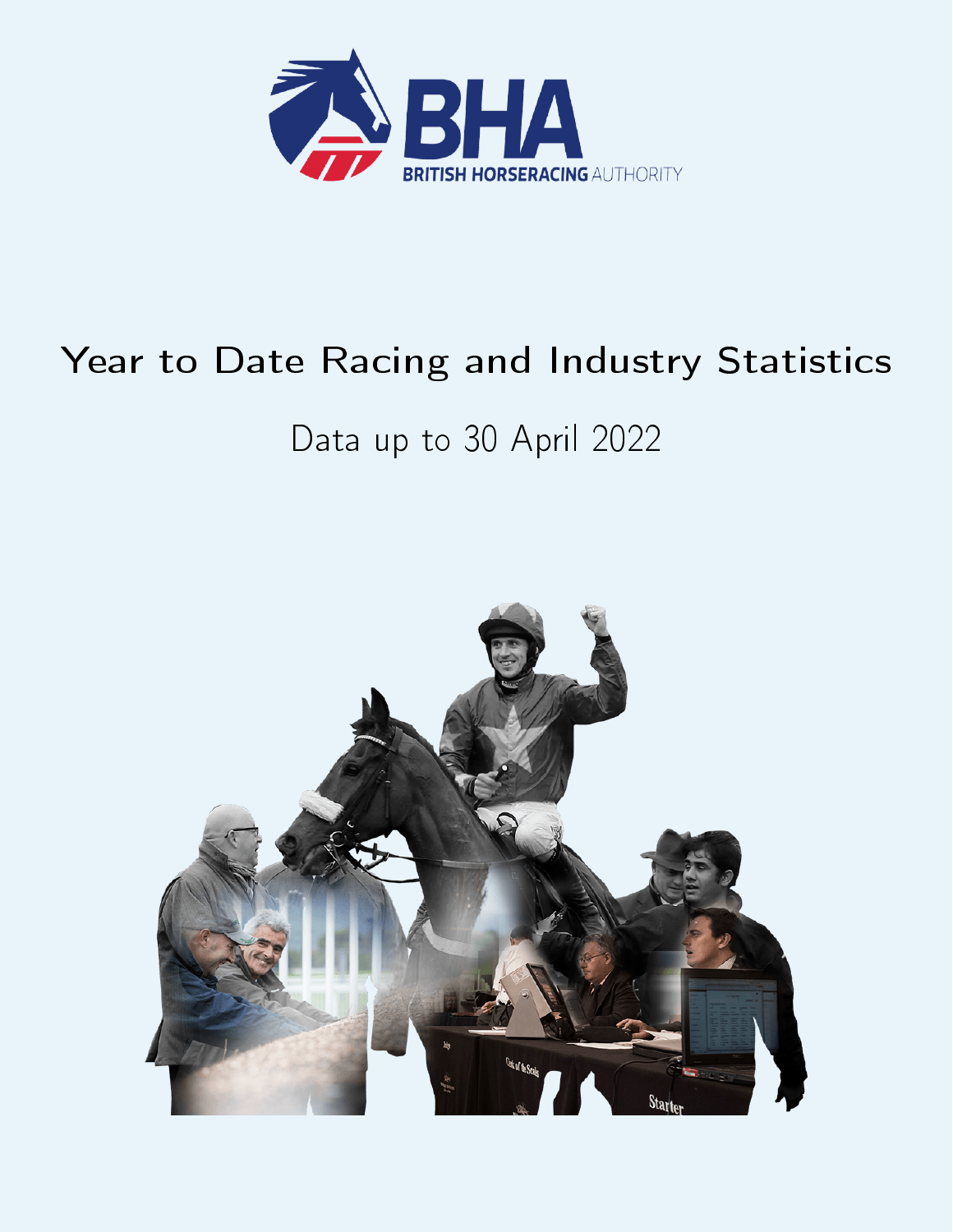BHA

BRITISH HORSERACING AUTHORITY

# Year to Date Racing and Industry Statistics

## Data up to 30 April 2022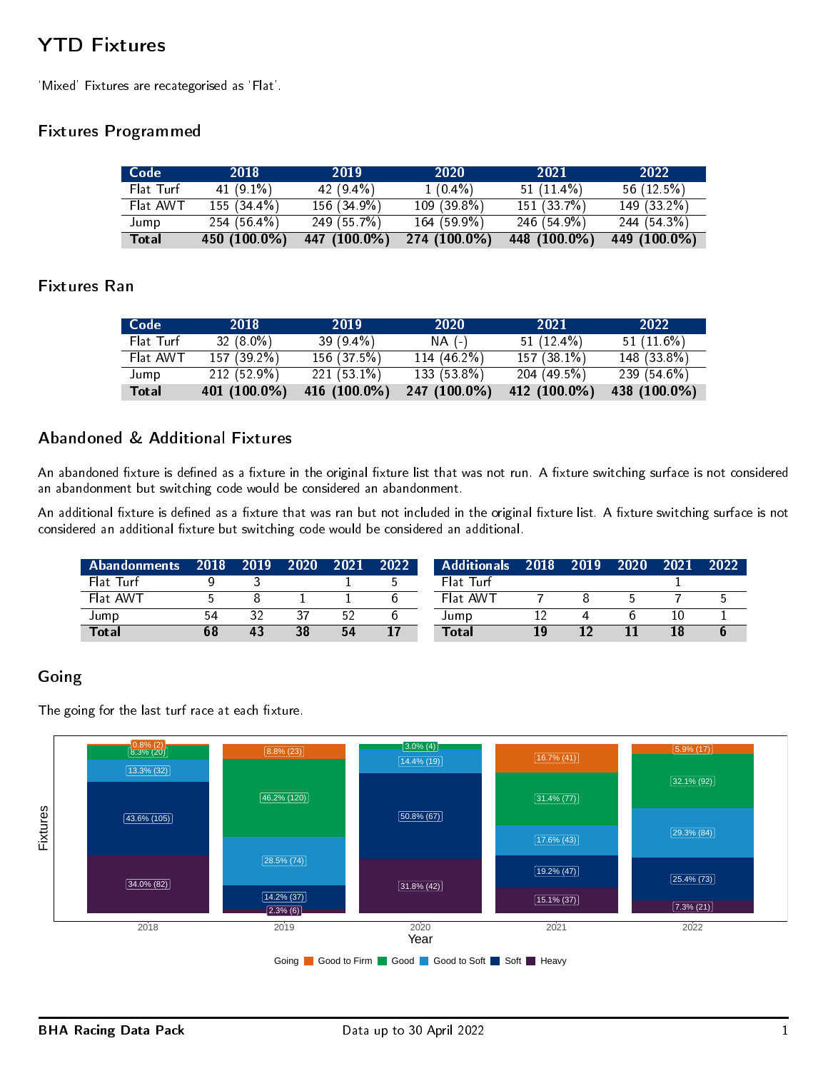# YTD Fixtures

'Mixed' Fixtures are recategorised as 'Flat'.

## Fixtures Programmed

| Code | 2018 | 2019 | 2020 | 2021 | 2022 |
|---|---|---|---|---|---|
| Flat Turf | 41 (9.1%) | 42 (9.4%) | 1 (0.4%) | 51 (11.4%) | 56 (12.5%) |
| Flat AWT | 155 (34.4%) | 156 (34.9%) | 109 (39.8%) | 151 (33.7%) | 149 (33.2%) |
| Jump | 254 (56.4%) | 249 (55.7%) | 164 (59.9%) | 246 (54.9%) | 244 (54.3%) |
| **Total** | **450 (100.0%)** | **447 (100.0%)** | **274 (100.0%)** | **448 (100.0%)** | **449 (100.0%)** |

## Fixtures Ran

| Code | 2018 | 2019 | 2020 | 2021 | 2022 |
|---|---|---|---|---|---|
| Flat Turf | 32 (8.0%) | 39 (9.4%) | NA (-) | 51 (12.4%) | 51 (11.6%) |
| Flat AWT | 157 (39.2%) | 156 (37.5%) | 114 (46.2%) | 157 (38.1%) | 148 (33.8%) |
| Jump | 212 (52.9%) | 221 (53.1%) | 133 (53.8%) | 204 (49.5%) | 239 (54.6%) |
| **Total** | **401 (100.0%)** | **416 (100.0%)** | **247 (100.0%)** | **412 (100.0%)** | **438 (100.0%)** |

## Abandoned & Additional Fixtures

An abandoned fixture is defined as a fixture in the original fixture list that was not run. A fixture switching surface is not considered an abandonment but switching code would be considered an abandonment.

An additional fixture is defined as a fixture that was ran but not included in the original fixture list. A fixture switching surface is not considered an additional fixture but switching code would be considered an additional.

| Abandonments | 2018 | 2019 | 2020 | 2021 | 2022 |
|---|---|---|---|---|---|
| Flat Turf | 9 | 3 | | 1 | 5 |
| Flat AWT | 5 | 8 | 1 | 1 | 6 |
| Jump | 54 | 32 | 37 | 52 | 6 |
| **Total** | **68** | **43** | **38** | **54** | **17** |

| Additionals | 2018 | 2019 | 2020 | 2021 | 2022 |
|---|---|---|---|---|---|
| Flat Turf | | | | 1 | |
| Flat AWT | 7 | 8 | 5 | 7 | 5 |
| Jump | 12 | 4 | 6 | 10 | 1 |
| **Total** | **19** | **12** | **11** | **18** | **6** |

## Going

The going for the last turf race at each fixture.

| Going | 2018 | 2019 | 2020 | 2021 | 2022 |
|---|---|---|---|---|---|
| Good to Firm | 0.8% (2) | 8.8% (23) | | 16.7% (41) | 5.9% (17) |
| Good | 8.3% (20) | 46.2% (120) | 3.0% (4) | 31.4% (77) | 32.1% (92) |
| Good to Soft | 13.3% (32) | 28.5% (74) | 14.4% (19) | 17.6% (43) | 29.3% (84) |
| Soft | 43.6% (105) | 14.2% (37) | 50.8% (67) | 19.2% (47) | 25.4% (73) |
| Heavy | 34.0% (82) | 2.3% (6) | 31.8% (42) | 15.1% (37) | 7.3% (21) |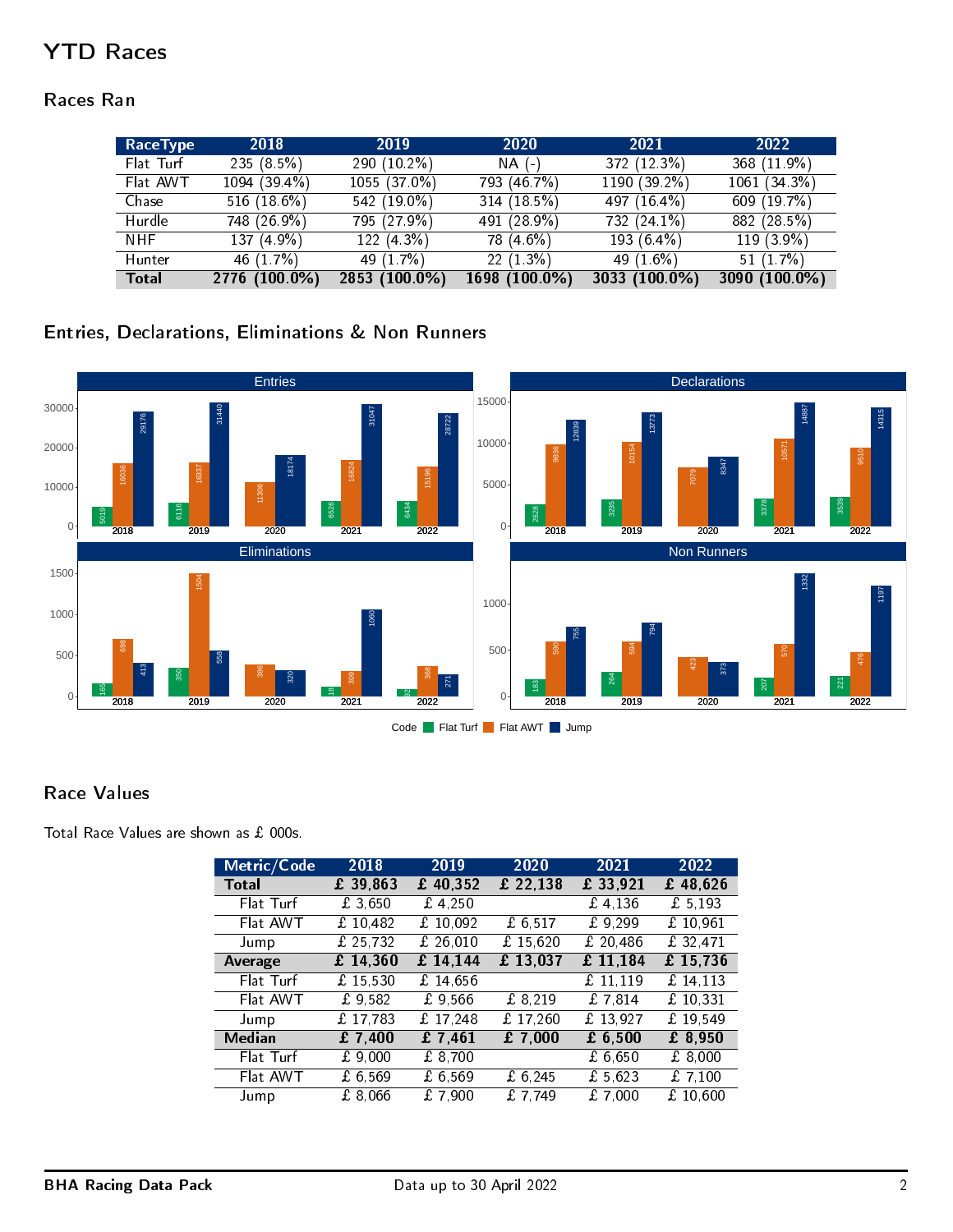## YTD Races

### Races Ran

| RaceType | 2018 | 2019 | 2020 | 2021 | 2022 |
|---|---|---|---|---|---|
| Flat Turf | 235 (8.5%) | 290 (10.2%) | NA (-) | 372 (12.3%) | 368 (11.9%) |
| Flat AWT | 1094 (39.4%) | 1055 (37.0%) | 793 (46.7%) | 1190 (39.2%) | 1061 (34.3%) |
| Chase | 516 (18.6%) | 542 (19.0%) | 314 (18.5%) | 497 (16.4%) | 609 (19.7%) |
| Hurdle | 748 (26.9%) | 795 (27.9%) | 491 (28.9%) | 732 (24.1%) | 882 (28.5%) |
| NHF | 137 (4.9%) | 122 (4.3%) | 78 (4.6%) | 193 (6.4%) | 119 (3.9%) |
| Hunter | 46 (1.7%) | 49 (1.7%) | 22 (1.3%) | 49 (1.6%) | 51 (1.7%) |
| **Total** | **2776 (100.0%)** | **2853 (100.0%)** | **1698 (100.0%)** | **3033 (100.0%)** | **3090 (100.0%)** |

### Entries, Declarations, Eliminations & Non Runners

**Entries**

| Code | 2018 | 2019 | 2020 | 2021 | 2022 |
|---|---|---|---|---|---|
| Flat Turf | 5019 | 6116 | | 6526 | 6434 |
| Flat AWT | 16036 | 16337 | 11306 | 16824 | 15196 |
| Jump | 29176 | 31440 | 18174 | 31047 | 28722 |

**Declarations**

| Code | 2018 | 2019 | 2020 | 2021 | 2022 |
|---|---|---|---|---|---|
| Flat Turf | 2628 | 3235 | | 3378 | 3539 |
| Flat AWT | 9836 | 10154 | 7079 | 10571 | 9510 |
| Jump | 12839 | 13773 | 8347 | 14887 | 14315 |

**Eliminations**

| Code | 2018 | 2019 | 2020 | 2021 | 2022 |
|---|---|---|---|---|---|
| Flat Turf | 165 | 350 | | 18 | 92 |
| Flat AWT | 698 | 1504 | 386 | 309 | 368 |
| Jump | 413 | 558 | 320 | 1060 | 271 |

**Non Runners**

| Code | 2018 | 2019 | 2020 | 2021 | 2022 |
|---|---|---|---|---|---|
| Flat Turf | 183 | 264 | | 207 | 221 |
| Flat AWT | 590 | 594 | 423 | 570 | 476 |
| Jump | 755 | 794 | 373 | 1332 | 1197 |

Code: Flat Turf, Flat AWT, Jump

### Race Values

Total Race Values are shown as £ 000s.

| Metric/Code | 2018 | 2019 | 2020 | 2021 | 2022 |
|---|---|---|---|---|---|
| **Total** | **£ 39,863** | **£ 40,352** | **£ 22,138** | **£ 33,921** | **£ 48,626** |
| Flat Turf | £ 3,650 | £ 4,250 | | £ 4,136 | £ 5,193 |
| Flat AWT | £ 10,482 | £ 10,092 | £ 6,517 | £ 9,299 | £ 10,961 |
| Jump | £ 25,732 | £ 26,010 | £ 15,620 | £ 20,486 | £ 32,471 |
| **Average** | **£ 14,360** | **£ 14,144** | **£ 13,037** | **£ 11,184** | **£ 15,736** |
| Flat Turf | £ 15,530 | £ 14,656 | | £ 11,119 | £ 14,113 |
| Flat AWT | £ 9,582 | £ 9,566 | £ 8,219 | £ 7,814 | £ 10,331 |
| Jump | £ 17,783 | £ 17,248 | £ 17,260 | £ 13,927 | £ 19,549 |
| **Median** | **£ 7,400** | **£ 7,461** | **£ 7,000** | **£ 6,500** | **£ 8,950** |
| Flat Turf | £ 9,000 | £ 8,700 | | £ 6,650 | £ 8,000 |
| Flat AWT | £ 6,569 | £ 6,569 | £ 6,245 | £ 5,623 | £ 7,100 |
| Jump | £ 8,066 | £ 7,900 | £ 7,749 | £ 7,000 | £ 10,600 |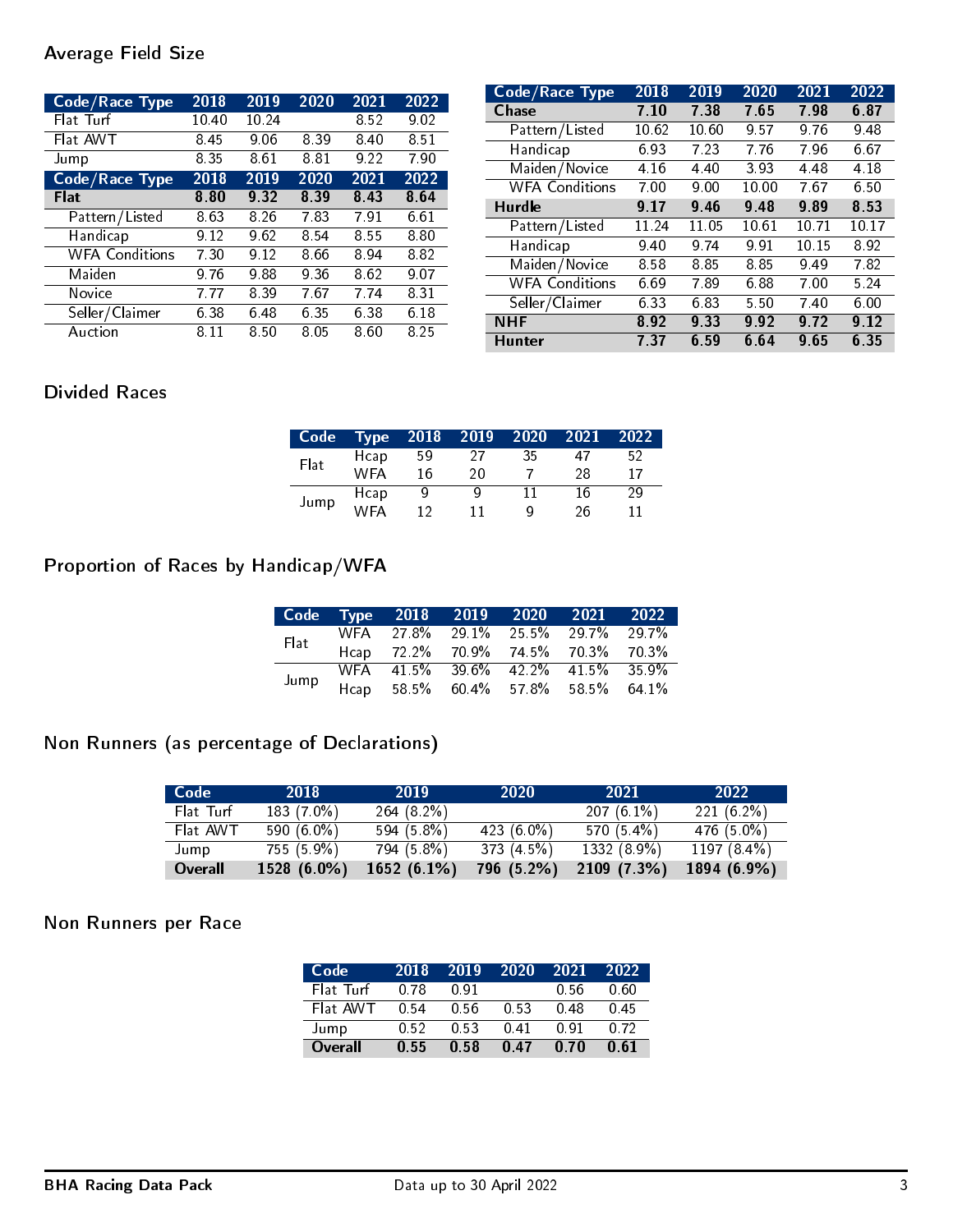## Average Field Size

| Code/Race Type | 2018 | 2019 | 2020 | 2021 | 2022 |
|---|---|---|---|---|---|
| Flat Turf | 10.40 | 10.24 | | 8.52 | 9.02 |
| Flat AWT | 8.45 | 9.06 | 8.39 | 8.40 | 8.51 |
| Jump | 8.35 | 8.61 | 8.81 | 9.22 | 7.90 |

| Code/Race Type | 2018 | 2019 | 2020 | 2021 | 2022 |
|---|---|---|---|---|---|
| **Flat** | **8.80** | **9.32** | **8.39** | **8.43** | **8.64** |
| Pattern/Listed | 8.63 | 8.26 | 7.83 | 7.91 | 6.61 |
| Handicap | 9.12 | 9.62 | 8.54 | 8.55 | 8.80 |
| WFA Conditions | 7.30 | 9.12 | 8.66 | 8.94 | 8.82 |
| Maiden | 9.76 | 9.88 | 9.36 | 8.62 | 9.07 |
| Novice | 7.77 | 8.39 | 7.67 | 7.74 | 8.31 |
| Seller/Claimer | 6.38 | 6.48 | 6.35 | 6.38 | 6.18 |
| Auction | 8.11 | 8.50 | 8.05 | 8.60 | 8.25 |

| Code/Race Type | 2018 | 2019 | 2020 | 2021 | 2022 |
|---|---|---|---|---|---|
| **Chase** | **7.10** | **7.38** | **7.65** | **7.98** | **6.87** |
| Pattern/Listed | 10.62 | 10.60 | 9.57 | 9.76 | 9.48 |
| Handicap | 6.93 | 7.23 | 7.76 | 7.96 | 6.67 |
| Maiden/Novice | 4.16 | 4.40 | 3.93 | 4.48 | 4.18 |
| WFA Conditions | 7.00 | 9.00 | 10.00 | 7.67 | 6.50 |
| **Hurdle** | **9.17** | **9.46** | **9.48** | **9.89** | **8.53** |
| Pattern/Listed | 11.24 | 11.05 | 10.61 | 10.71 | 10.17 |
| Handicap | 9.40 | 9.74 | 9.91 | 10.15 | 8.92 |
| Maiden/Novice | 8.58 | 8.85 | 8.85 | 9.49 | 7.82 |
| WFA Conditions | 6.69 | 7.89 | 6.88 | 7.00 | 5.24 |
| Seller/Claimer | 6.33 | 6.83 | 5.50 | 7.40 | 6.00 |
| **NHF** | **8.92** | **9.33** | **9.92** | **9.72** | **9.12** |
| **Hunter** | **7.37** | **6.59** | **6.64** | **9.65** | **6.35** |

## Divided Races

| Code | Type | 2018 | 2019 | 2020 | 2021 | 2022 |
|---|---|---|---|---|---|---|
| Flat | Hcap | 59 | 27 | 35 | 47 | 52 |
| | WFA | 16 | 20 | 7 | 28 | 17 |
| Jump | Hcap | 9 | 9 | 11 | 16 | 29 |
| | WFA | 12 | 11 | 9 | 26 | 11 |

## Proportion of Races by Handicap/WFA

| Code | Type | 2018 | 2019 | 2020 | 2021 | 2022 |
|---|---|---|---|---|---|---|
| Flat | WFA | 27.8% | 29.1% | 25.5% | 29.7% | 29.7% |
| | Hcap | 72.2% | 70.9% | 74.5% | 70.3% | 70.3% |
| Jump | WFA | 41.5% | 39.6% | 42.2% | 41.5% | 35.9% |
| | Hcap | 58.5% | 60.4% | 57.8% | 58.5% | 64.1% |

## Non Runners (as percentage of Declarations)

| Code | 2018 | 2019 | 2020 | 2021 | 2022 |
|---|---|---|---|---|---|
| Flat Turf | 183 (7.0%) | 264 (8.2%) | | 207 (6.1%) | 221 (6.2%) |
| Flat AWT | 590 (6.0%) | 594 (5.8%) | 423 (6.0%) | 570 (5.4%) | 476 (5.0%) |
| Jump | 755 (5.9%) | 794 (5.8%) | 373 (4.5%) | 1332 (8.9%) | 1197 (8.4%) |
| **Overall** | **1528 (6.0%)** | **1652 (6.1%)** | **796 (5.2%)** | **2109 (7.3%)** | **1894 (6.9%)** |

## Non Runners per Race

| Code | 2018 | 2019 | 2020 | 2021 | 2022 |
|---|---|---|---|---|---|
| Flat Turf | 0.78 | 0.91 | | 0.56 | 0.60 |
| Flat AWT | 0.54 | 0.56 | 0.53 | 0.48 | 0.45 |
| Jump | 0.52 | 0.53 | 0.41 | 0.91 | 0.72 |
| **Overall** | **0.55** | **0.58** | **0.47** | **0.70** | **0.61** |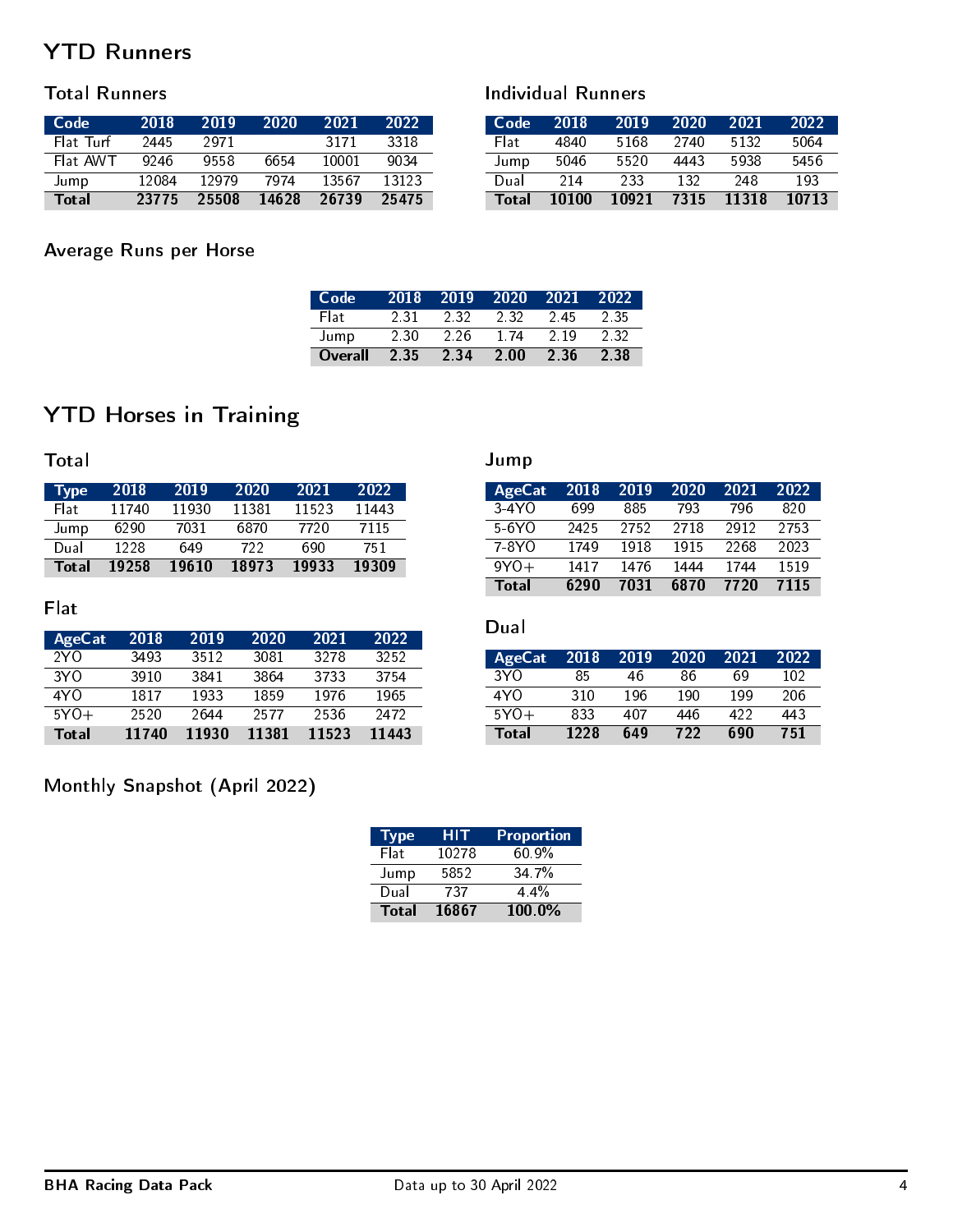# YTD Runners

## Total Runners

| Code | 2018 | 2019 | 2020 | 2021 | 2022 |
|---|---|---|---|---|---|
| Flat Turf | 2445 | 2971 | | 3171 | 3318 |
| Flat AWT | 9246 | 9558 | 6654 | 10001 | 9034 |
| Jump | 12084 | 12979 | 7974 | 13567 | 13123 |
| **Total** | **23775** | **25508** | **14628** | **26739** | **25475** |

## Individual Runners

| Code | 2018 | 2019 | 2020 | 2021 | 2022 |
|---|---|---|---|---|---|
| Flat | 4840 | 5168 | 2740 | 5132 | 5064 |
| Jump | 5046 | 5520 | 4443 | 5938 | 5456 |
| Dual | 214 | 233 | 132 | 248 | 193 |
| **Total** | **10100** | **10921** | **7315** | **11318** | **10713** |

## Average Runs per Horse

| Code | 2018 | 2019 | 2020 | 2021 | 2022 |
|---|---|---|---|---|---|
| Flat | 2.31 | 2.32 | 2.32 | 2.45 | 2.35 |
| Jump | 2.30 | 2.26 | 1.74 | 2.19 | 2.32 |
| **Overall** | **2.35** | **2.34** | **2.00** | **2.36** | **2.38** |

# YTD Horses in Training

## Total

| Type | 2018 | 2019 | 2020 | 2021 | 2022 |
|---|---|---|---|---|---|
| Flat | 11740 | 11930 | 11381 | 11523 | 11443 |
| Jump | 6290 | 7031 | 6870 | 7720 | 7115 |
| Dual | 1228 | 649 | 722 | 690 | 751 |
| **Total** | **19258** | **19610** | **18973** | **19933** | **19309** |

## Flat

| AgeCat | 2018 | 2019 | 2020 | 2021 | 2022 |
|---|---|---|---|---|---|
| 2YO | 3493 | 3512 | 3081 | 3278 | 3252 |
| 3YO | 3910 | 3841 | 3864 | 3733 | 3754 |
| 4YO | 1817 | 1933 | 1859 | 1976 | 1965 |
| 5YO+ | 2520 | 2644 | 2577 | 2536 | 2472 |
| **Total** | **11740** | **11930** | **11381** | **11523** | **11443** |

## Jump

| AgeCat | 2018 | 2019 | 2020 | 2021 | 2022 |
|---|---|---|---|---|---|
| 3-4YO | 699 | 885 | 793 | 796 | 820 |
| 5-6YO | 2425 | 2752 | 2718 | 2912 | 2753 |
| 7-8YO | 1749 | 1918 | 1915 | 2268 | 2023 |
| 9YO+ | 1417 | 1476 | 1444 | 1744 | 1519 |
| **Total** | **6290** | **7031** | **6870** | **7720** | **7115** |

## Dual

| AgeCat | 2018 | 2019 | 2020 | 2021 | 2022 |
|---|---|---|---|---|---|
| 3YO | 85 | 46 | 86 | 69 | 102 |
| 4YO | 310 | 196 | 190 | 199 | 206 |
| 5YO+ | 833 | 407 | 446 | 422 | 443 |
| **Total** | **1228** | **649** | **722** | **690** | **751** |

## Monthly Snapshot (April 2022)

| Type | HIT | Proportion |
|---|---|---|
| Flat | 10278 | 60.9% |
| Jump | 5852 | 34.7% |
| Dual | 737 | 4.4% |
| **Total** | **16867** | **100.0%** |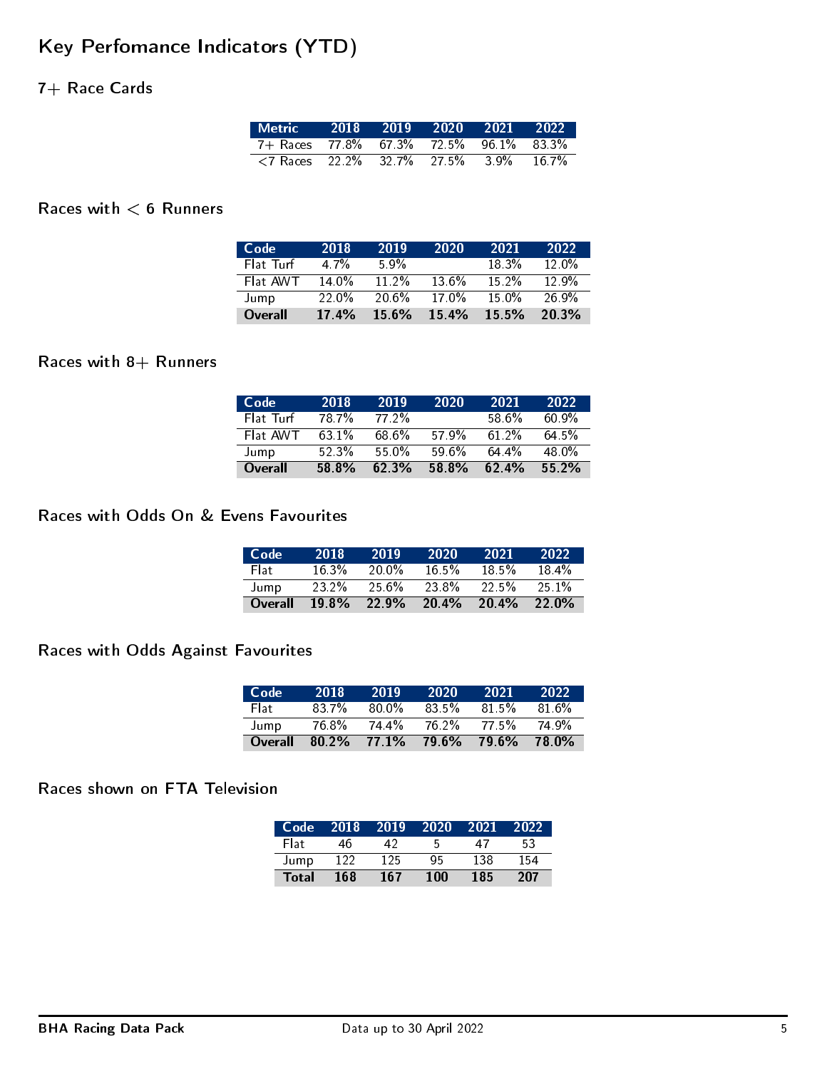# Key Perfomance Indicators (YTD)

## 7+ Race Cards

| Metric | 2018 | 2019 | 2020 | 2021 | 2022 |
|---|---|---|---|---|---|
| 7+ Races | 77.8% | 67.3% | 72.5% | 96.1% | 83.3% |
| <7 Races | 22.2% | 32.7% | 27.5% | 3.9% | 16.7% |

## Races with < 6 Runners

| Code | 2018 | 2019 | 2020 | 2021 | 2022 |
|---|---|---|---|---|---|
| Flat Turf | 4.7% | 5.9% | | 18.3% | 12.0% |
| Flat AWT | 14.0% | 11.2% | 13.6% | 15.2% | 12.9% |
| Jump | 22.0% | 20.6% | 17.0% | 15.0% | 26.9% |
| **Overall** | **17.4%** | **15.6%** | **15.4%** | **15.5%** | **20.3%** |

## Races with 8+ Runners

| Code | 2018 | 2019 | 2020 | 2021 | 2022 |
|---|---|---|---|---|---|
| Flat Turf | 78.7% | 77.2% | | 58.6% | 60.9% |
| Flat AWT | 63.1% | 68.6% | 57.9% | 61.2% | 64.5% |
| Jump | 52.3% | 55.0% | 59.6% | 64.4% | 48.0% |
| **Overall** | **58.8%** | **62.3%** | **58.8%** | **62.4%** | **55.2%** |

## Races with Odds On & Evens Favourites

| Code | 2018 | 2019 | 2020 | 2021 | 2022 |
|---|---|---|---|---|---|
| Flat | 16.3% | 20.0% | 16.5% | 18.5% | 18.4% |
| Jump | 23.2% | 25.6% | 23.8% | 22.5% | 25.1% |
| **Overall** | **19.8%** | **22.9%** | **20.4%** | **20.4%** | **22.0%** |

## Races with Odds Against Favourites

| Code | 2018 | 2019 | 2020 | 2021 | 2022 |
|---|---|---|---|---|---|
| Flat | 83.7% | 80.0% | 83.5% | 81.5% | 81.6% |
| Jump | 76.8% | 74.4% | 76.2% | 77.5% | 74.9% |
| **Overall** | **80.2%** | **77.1%** | **79.6%** | **79.6%** | **78.0%** |

## Races shown on FTA Television

| Code | 2018 | 2019 | 2020 | 2021 | 2022 |
|---|---|---|---|---|---|
| Flat | 46 | 42 | 5 | 47 | 53 |
| Jump | 122 | 125 | 95 | 138 | 154 |
| **Total** | **168** | **167** | **100** | **185** | **207** |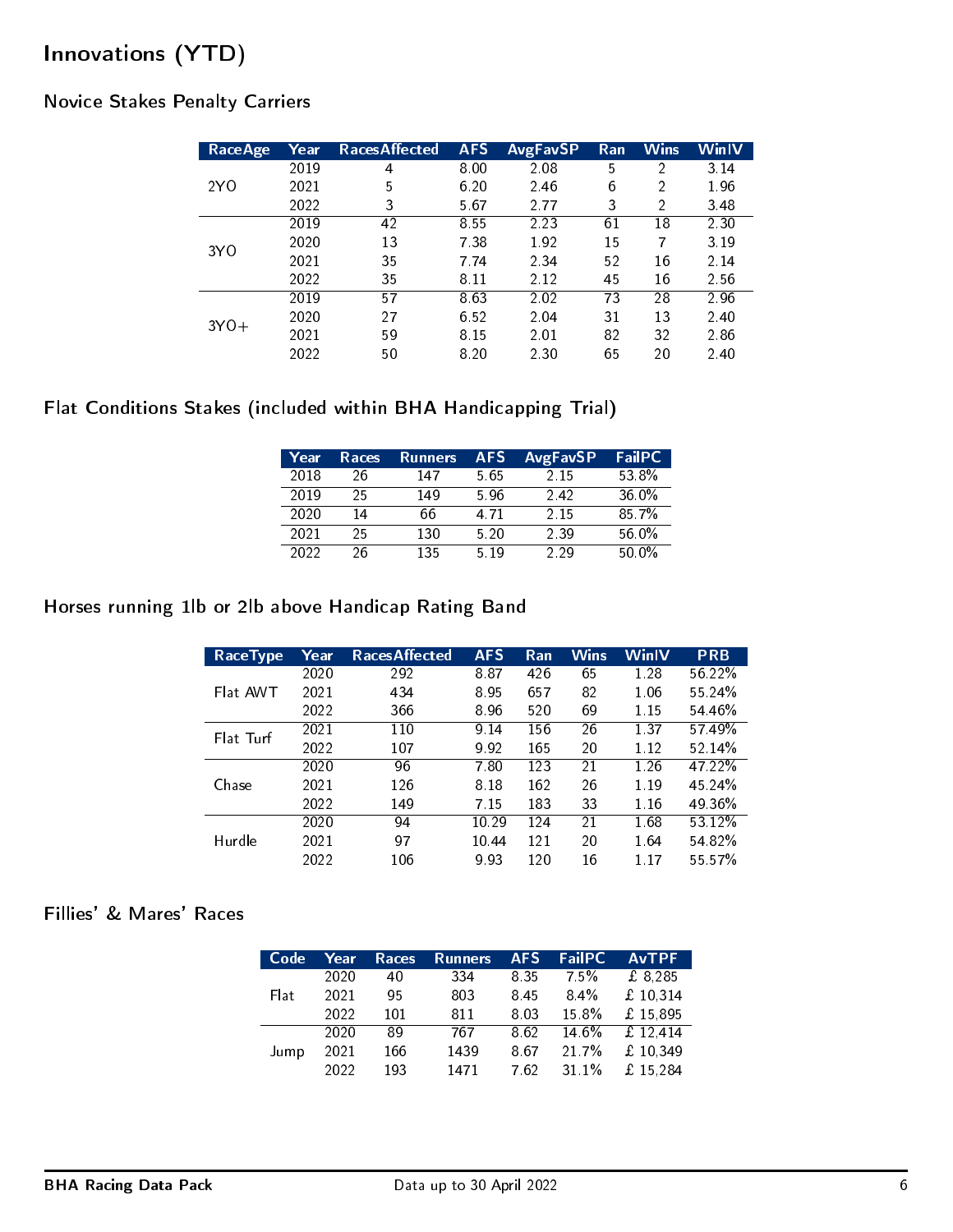## Innovations (YTD)

### Novice Stakes Penalty Carriers

| RaceAge | Year | RacesAffected | AFS | AvgFavSP | Ran | Wins | WinIV |
|---|---|---|---|---|---|---|---|
| 2YO | 2019 | 4 | 8.00 | 2.08 | 5 | 2 | 3.14 |
| | 2021 | 5 | 6.20 | 2.46 | 6 | 2 | 1.96 |
| | 2022 | 3 | 5.67 | 2.77 | 3 | 2 | 3.48 |
| 3YO | 2019 | 42 | 8.55 | 2.23 | 61 | 18 | 2.30 |
| | 2020 | 13 | 7.38 | 1.92 | 15 | 7 | 3.19 |
| | 2021 | 35 | 7.74 | 2.34 | 52 | 16 | 2.14 |
| | 2022 | 35 | 8.11 | 2.12 | 45 | 16 | 2.56 |
| 3YO+ | 2019 | 57 | 8.63 | 2.02 | 73 | 28 | 2.96 |
| | 2020 | 27 | 6.52 | 2.04 | 31 | 13 | 2.40 |
| | 2021 | 59 | 8.15 | 2.01 | 82 | 32 | 2.86 |
| | 2022 | 50 | 8.20 | 2.30 | 65 | 20 | 2.40 |

### Flat Conditions Stakes (included within BHA Handicapping Trial)

| Year | Races | Runners | AFS | AvgFavSP | FailPC |
|---|---|---|---|---|---|
| 2018 | 26 | 147 | 5.65 | 2.15 | 53.8% |
| 2019 | 25 | 149 | 5.96 | 2.42 | 36.0% |
| 2020 | 14 | 66 | 4.71 | 2.15 | 85.7% |
| 2021 | 25 | 130 | 5.20 | 2.39 | 56.0% |
| 2022 | 26 | 135 | 5.19 | 2.29 | 50.0% |

### Horses running 1lb or 2lb above Handicap Rating Band

| RaceType | Year | RacesAffected | AFS | Ran | Wins | WinIV | PRB |
|---|---|---|---|---|---|---|---|
| Flat AWT | 2020 | 292 | 8.87 | 426 | 65 | 1.28 | 56.22% |
| | 2021 | 434 | 8.95 | 657 | 82 | 1.06 | 55.24% |
| | 2022 | 366 | 8.96 | 520 | 69 | 1.15 | 54.46% |
| Flat Turf | 2021 | 110 | 9.14 | 156 | 26 | 1.37 | 57.49% |
| | 2022 | 107 | 9.92 | 165 | 20 | 1.12 | 52.14% |
| Chase | 2020 | 96 | 7.80 | 123 | 21 | 1.26 | 47.22% |
| | 2021 | 126 | 8.18 | 162 | 26 | 1.19 | 45.24% |
| | 2022 | 149 | 7.15 | 183 | 33 | 1.16 | 49.36% |
| Hurdle | 2020 | 94 | 10.29 | 124 | 21 | 1.68 | 53.12% |
| | 2021 | 97 | 10.44 | 121 | 20 | 1.64 | 54.82% |
| | 2022 | 106 | 9.93 | 120 | 16 | 1.17 | 55.57% |

### Fillies' & Mares' Races

| Code | Year | Races | Runners | AFS | FailPC | AvTPF |
|---|---|---|---|---|---|---|
| Flat | 2020 | 40 | 334 | 8.35 | 7.5% | £ 8,285 |
| | 2021 | 95 | 803 | 8.45 | 8.4% | £ 10,314 |
| | 2022 | 101 | 811 | 8.03 | 15.8% | £ 15,895 |
| Jump | 2020 | 89 | 767 | 8.62 | 14.6% | £ 12,414 |
| | 2021 | 166 | 1439 | 8.67 | 21.7% | £ 10,349 |
| | 2022 | 193 | 1471 | 7.62 | 31.1% | £ 15,284 |